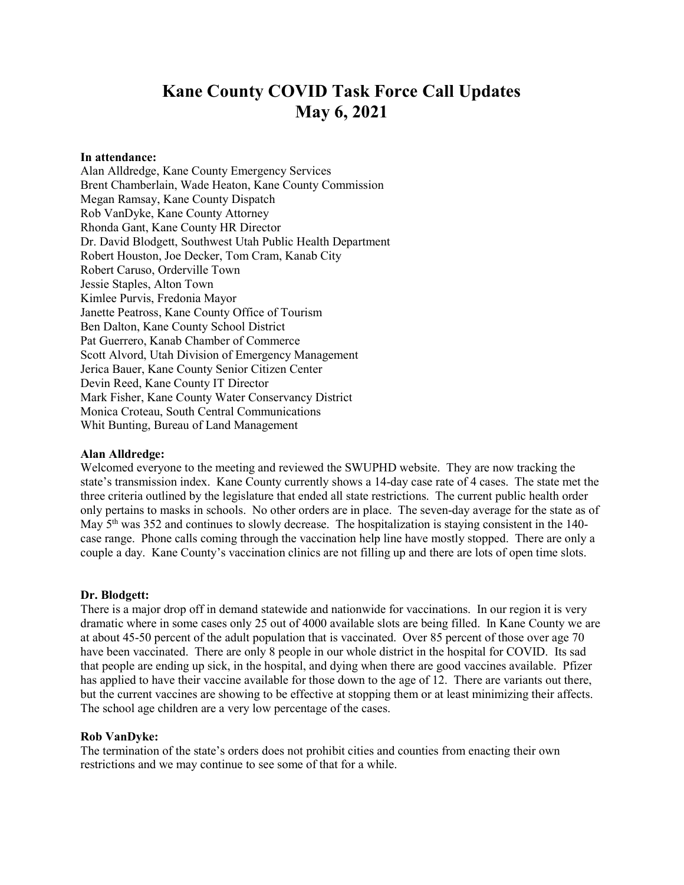# Kane County COVID Task Force Call Updates
# May 6, 2021

**In attendance:**
Alan Alldredge, Kane County Emergency Services
Brent Chamberlain, Wade Heaton, Kane County Commission
Megan Ramsay, Kane County Dispatch
Rob VanDyke, Kane County Attorney
Rhonda Gant, Kane County HR Director
Dr. David Blodgett, Southwest Utah Public Health Department
Robert Houston, Joe Decker, Tom Cram, Kanab City
Robert Caruso, Orderville Town
Jessie Staples, Alton Town
Kimlee Purvis, Fredonia Mayor
Janette Peatross, Kane County Office of Tourism
Ben Dalton, Kane County School District
Pat Guerrero, Kanab Chamber of Commerce
Scott Alvord, Utah Division of Emergency Management
Jerica Bauer, Kane County Senior Citizen Center
Devin Reed, Kane County IT Director
Mark Fisher, Kane County Water Conservancy District
Monica Croteau, South Central Communications
Whit Bunting, Bureau of Land Management

**Alan Alldredge:**
Welcomed everyone to the meeting and reviewed the SWUPHD website. They are now tracking the state's transmission index. Kane County currently shows a 14-day case rate of 4 cases. The state met the three criteria outlined by the legislature that ended all state restrictions. The current public health order only pertains to masks in schools. No other orders are in place. The seven-day average for the state as of May 5th was 352 and continues to slowly decrease. The hospitalization is staying consistent in the 140-case range. Phone calls coming through the vaccination help line have mostly stopped. There are only a couple a day. Kane County's vaccination clinics are not filling up and there are lots of open time slots.

**Dr. Blodgett:**
There is a major drop off in demand statewide and nationwide for vaccinations. In our region it is very dramatic where in some cases only 25 out of 4000 available slots are being filled. In Kane County we are at about 45-50 percent of the adult population that is vaccinated. Over 85 percent of those over age 70 have been vaccinated. There are only 8 people in our whole district in the hospital for COVID. Its sad that people are ending up sick, in the hospital, and dying when there are good vaccines available. Pfizer has applied to have their vaccine available for those down to the age of 12. There are variants out there, but the current vaccines are showing to be effective at stopping them or at least minimizing their affects. The school age children are a very low percentage of the cases.

**Rob VanDyke:**
The termination of the state's orders does not prohibit cities and counties from enacting their own restrictions and we may continue to see some of that for a while.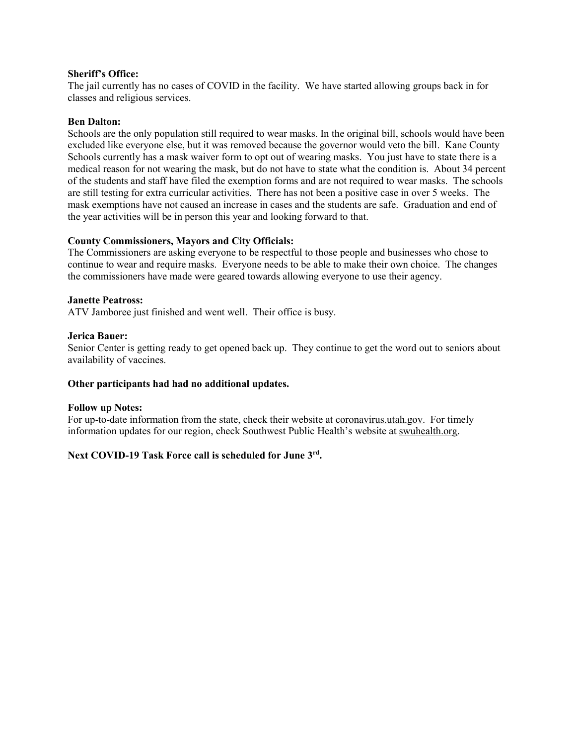**Sheriff's Office:**
The jail currently has no cases of COVID in the facility. We have started allowing groups back in for classes and religious services.

**Ben Dalton:**
Schools are the only population still required to wear masks. In the original bill, schools would have been excluded like everyone else, but it was removed because the governor would veto the bill. Kane County Schools currently has a mask waiver form to opt out of wearing masks. You just have to state there is a medical reason for not wearing the mask, but do not have to state what the condition is. About 34 percent of the students and staff have filed the exemption forms and are not required to wear masks. The schools are still testing for extra curricular activities. There has not been a positive case in over 5 weeks. The mask exemptions have not caused an increase in cases and the students are safe. Graduation and end of the year activities will be in person this year and looking forward to that.

**County Commissioners, Mayors and City Officials:**
The Commissioners are asking everyone to be respectful to those people and businesses who chose to continue to wear and require masks. Everyone needs to be able to make their own choice. The changes the commissioners have made were geared towards allowing everyone to use their agency.

**Janette Peatross:**
ATV Jamboree just finished and went well. Their office is busy.

**Jerica Bauer:**
Senior Center is getting ready to get opened back up. They continue to get the word out to seniors about availability of vaccines.

**Other participants had had no additional updates.**

**Follow up Notes:**
For up-to-date information from the state, check their website at coronavirus.utah.gov. For timely information updates for our region, check Southwest Public Health's website at swuhealth.org.

**Next COVID-19 Task Force call is scheduled for June 3rd.**